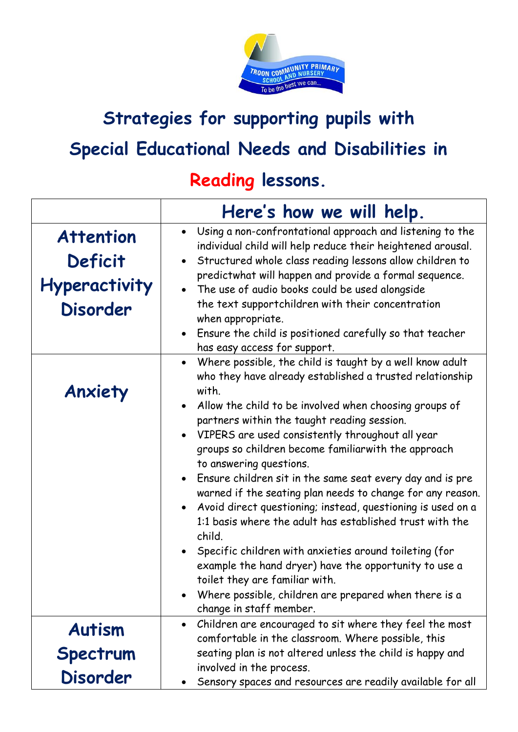# Strategies for supporting pupils with Special Educational Needs and Disabilities in Reading lessons.

| | Here's how we will help. |
|---|---|
| **Attention Deficit Hyperactivity Disorder** | • Using a non-confrontational approach and listening to the individual child will help reduce their heightened arousal.<br>• Structured whole class reading lessons allow children to predictwhat will happen and provide a formal sequence.<br>• The use of audio books could be used alongside the text supportchildren with their concentration when appropriate.<br>• Ensure the child is positioned carefully so that teacher has easy access for support. |
| **Anxiety** | • Where possible, the child is taught by a well know adult who they have already established a trusted relationship with.<br>• Allow the child to be involved when choosing groups of partners within the taught reading session.<br>• VIPERS are used consistently throughout all year groups so children become familiarwith the approach to answering questions.<br>• Ensure children sit in the same seat every day and is pre warned if the seating plan needs to change for any reason.<br>• Avoid direct questioning; instead, questioning is used on a 1:1 basis where the adult has established trust with the child.<br>• Specific children with anxieties around toileting (for example the hand dryer) have the opportunity to use a toilet they are familiar with.<br>• Where possible, children are prepared when there is a change in staff member. |
| **Autism Spectrum Disorder** | • Children are encouraged to sit where they feel the most comfortable in the classroom. Where possible, this seating plan is not altered unless the child is happy and involved in the process.<br>• Sensory spaces and resources are readily available for all |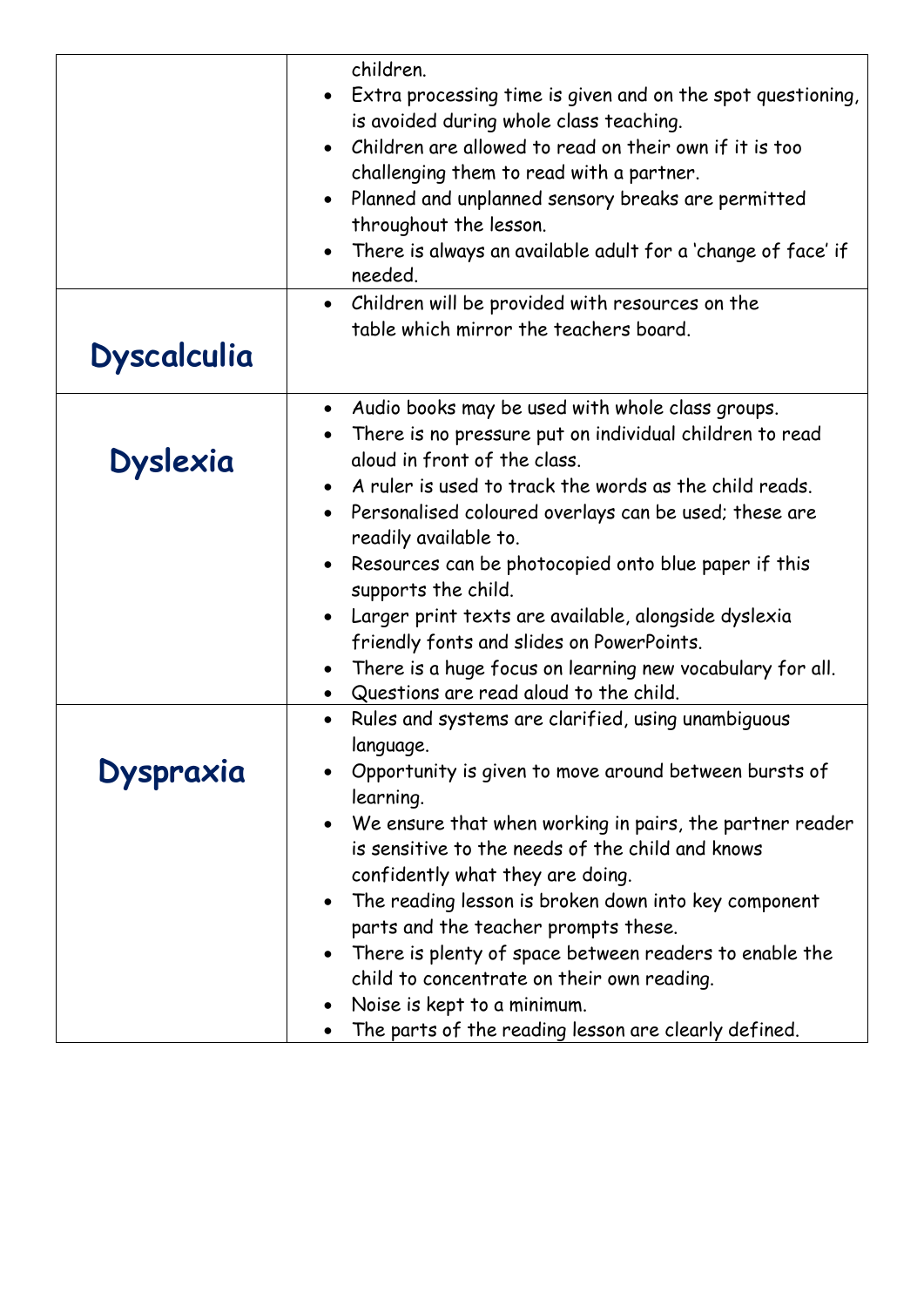| | |
|---|---|
| | children.<br>• Extra processing time is given and on the spot questioning, is avoided during whole class teaching.<br>• Children are allowed to read on their own if it is too challenging them to read with a partner.<br>• Planned and unplanned sensory breaks are permitted throughout the lesson.<br>• There is always an available adult for a 'change of face' if needed. |
| **Dyscalculia** | • Children will be provided with resources on the table which mirror the teachers board. |
| **Dyslexia** | • Audio books may be used with whole class groups.<br>• There is no pressure put on individual children to read aloud in front of the class.<br>• A ruler is used to track the words as the child reads.<br>• Personalised coloured overlays can be used; these are readily available to.<br>• Resources can be photocopied onto blue paper if this supports the child.<br>• Larger print texts are available, alongside dyslexia friendly fonts and slides on PowerPoints.<br>• There is a huge focus on learning new vocabulary for all.<br>• Questions are read aloud to the child. |
| **Dyspraxia** | • Rules and systems are clarified, using unambiguous language.<br>• Opportunity is given to move around between bursts of learning.<br>• We ensure that when working in pairs, the partner reader is sensitive to the needs of the child and knows confidently what they are doing.<br>• The reading lesson is broken down into key component parts and the teacher prompts these.<br>• There is plenty of space between readers to enable the child to concentrate on their own reading.<br>• Noise is kept to a minimum.<br>• The parts of the reading lesson are clearly defined. |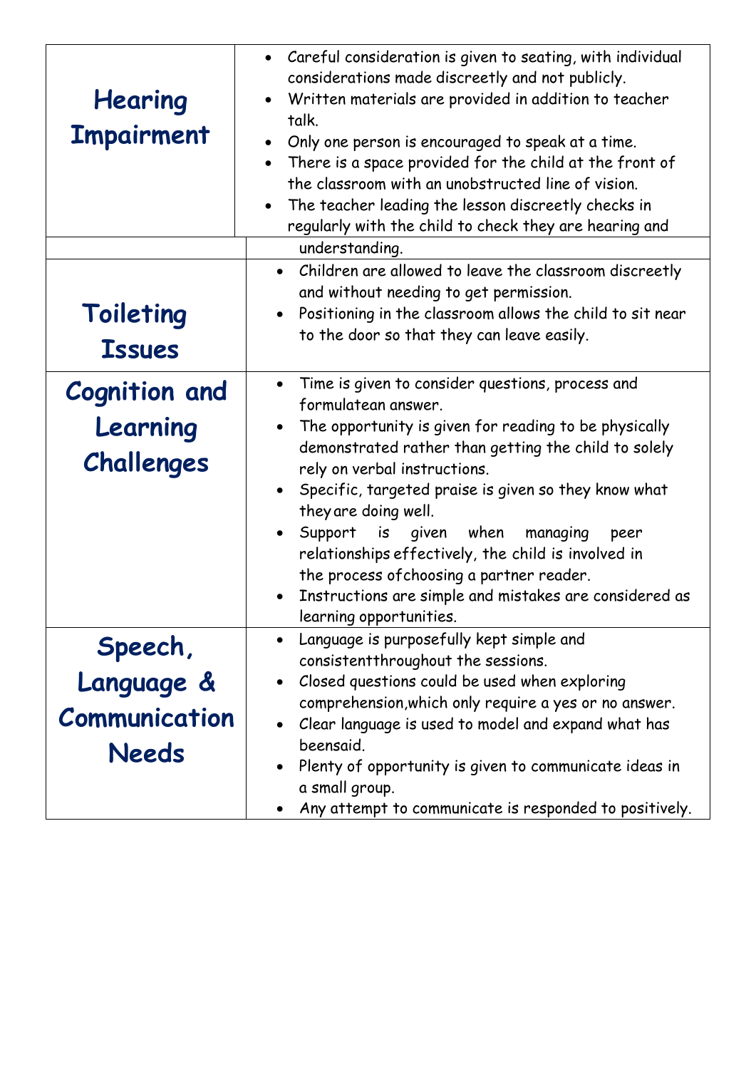| | |
|---|---|
| **Hearing Impairment** | • Careful consideration is given to seating, with individual considerations made discreetly and not publicly.<br>• Written materials are provided in addition to teacher talk.<br>• Only one person is encouraged to speak at a time.<br>• There is a space provided for the child at the front of the classroom with an unobstructed line of vision.<br>• The teacher leading the lesson discreetly checks in regularly with the child to check they are hearing and understanding. |
| **Toileting Issues** | • Children are allowed to leave the classroom discreetly and without needing to get permission.<br>• Positioning in the classroom allows the child to sit near to the door so that they can leave easily. |
| **Cognition and Learning Challenges** | • Time is given to consider questions, process and formulatean answer.<br>• The opportunity is given for reading to be physically demonstrated rather than getting the child to solely rely on verbal instructions.<br>• Specific, targeted praise is given so they know what they are doing well.<br>• Support is given when managing peer relationships effectively, the child is involved in the process ofchoosing a partner reader.<br>• Instructions are simple and mistakes are considered as learning opportunities. |
| **Speech, Language & Communication Needs** | • Language is purposefully kept simple and consistentthroughout the sessions.<br>• Closed questions could be used when exploring comprehension,which only require a yes or no answer.<br>• Clear language is used to model and expand what has beensaid.<br>• Plenty of opportunity is given to communicate ideas in a small group.<br>• Any attempt to communicate is responded to positively. |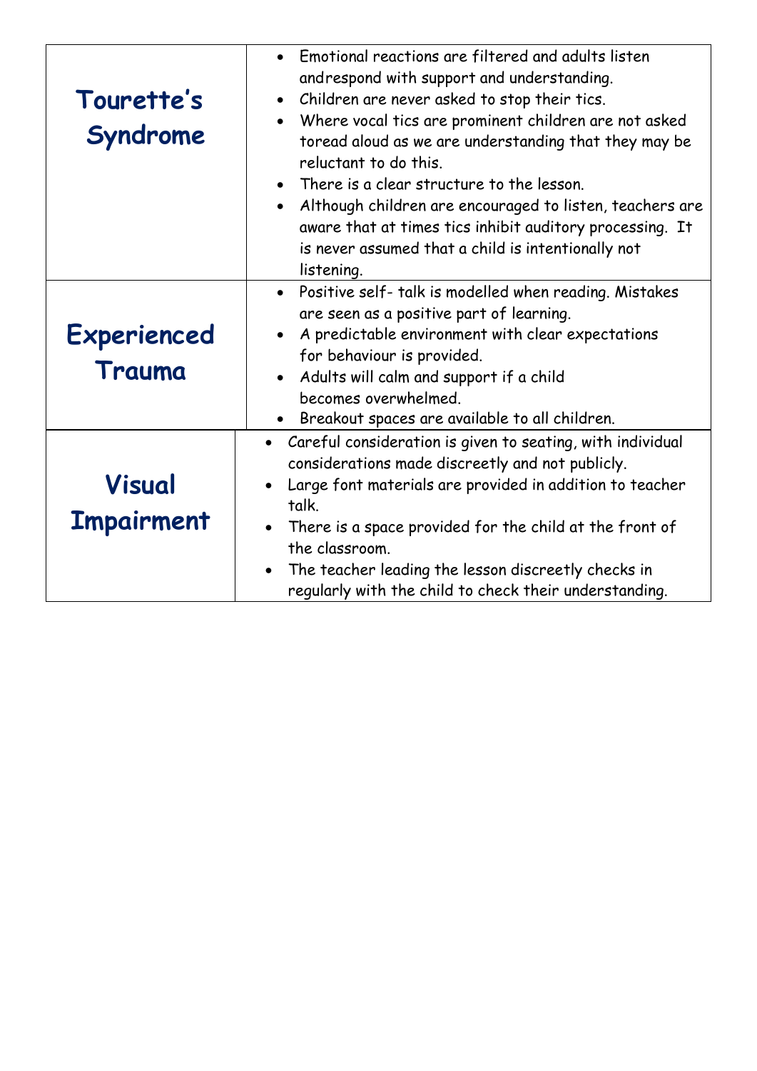| | |
|---|---|
| **Tourette's Syndrome** | • Emotional reactions are filtered and adults listen andrespond with support and understanding.<br>• Children are never asked to stop their tics.<br>• Where vocal tics are prominent children are not asked toread aloud as we are understanding that they may be reluctant to do this.<br>• There is a clear structure to the lesson.<br>• Although children are encouraged to listen, teachers are aware that at times tics inhibit auditory processing. It is never assumed that a child is intentionally not listening. |
| **Experienced Trauma** | • Positive self- talk is modelled when reading. Mistakes are seen as a positive part of learning.<br>• A predictable environment with clear expectations for behaviour is provided.<br>• Adults will calm and support if a child becomes overwhelmed.<br>• Breakout spaces are available to all children. |
| **Visual Impairment** | • Careful consideration is given to seating, with individual considerations made discreetly and not publicly.<br>• Large font materials are provided in addition to teacher talk.<br>• There is a space provided for the child at the front of the classroom.<br>• The teacher leading the lesson discreetly checks in regularly with the child to check their understanding. |